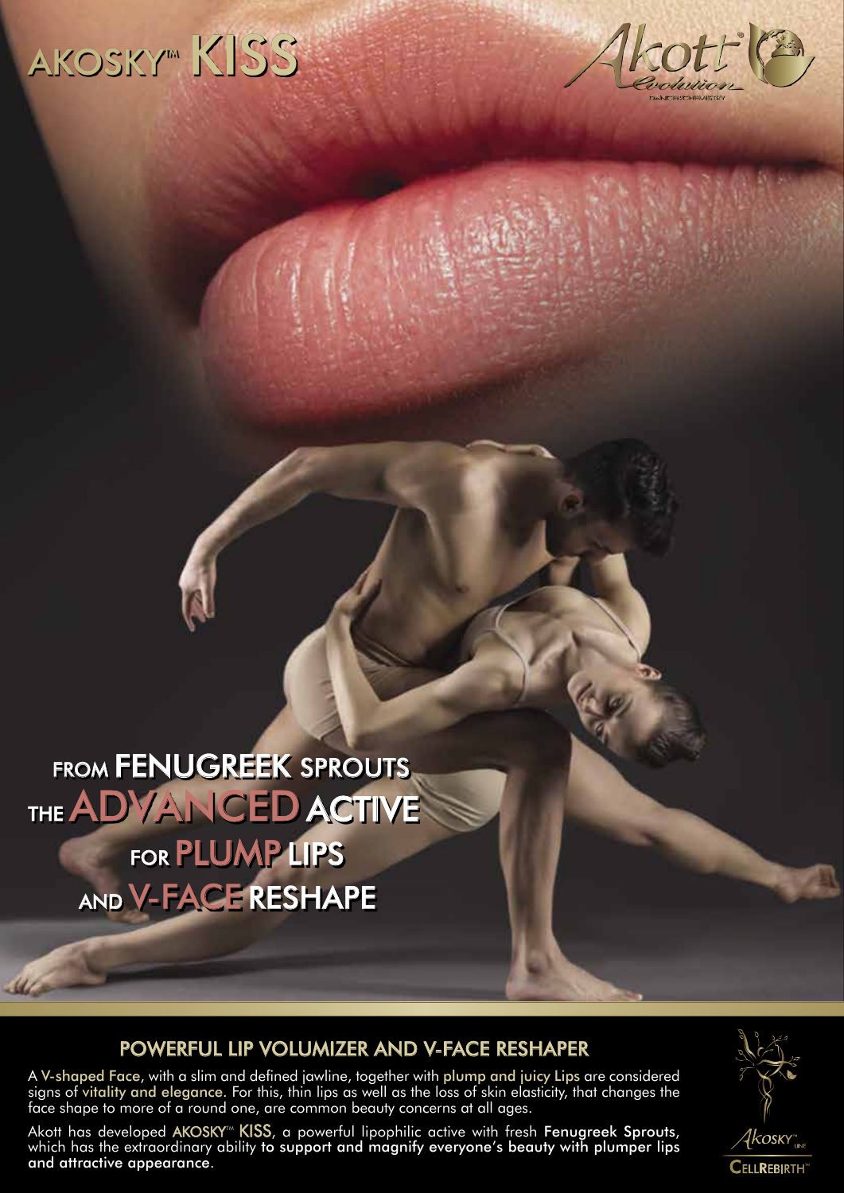# AKOSKY™ KISS

Akott® Evolution

FROM **FENUGREEK** SPROUTS
THE **ADVANCED** ACTIVE
FOR **PLUMP** LIPS
AND **V-FACE** RESHAPE

## POWERFUL LIP VOLUMIZER AND V-FACE RESHAPER

A **V-shaped Face**, with a slim and defined jawline, together with **plump and juicy Lips** are considered signs of **vitality and elegance**. For this, thin lips as well as the loss of skin elasticity, that changes the face shape to more of a round one, are common beauty concerns at all ages.

Akott has developed **AKOSKY™ KISS**, a powerful lipophilic active with fresh **Fenugreek Sprouts**, which has the extraordinary ability **to support and magnify everyone's beauty with plumper lips and attractive appearance**.

Akosky™ LINE
CELLREBIRTH™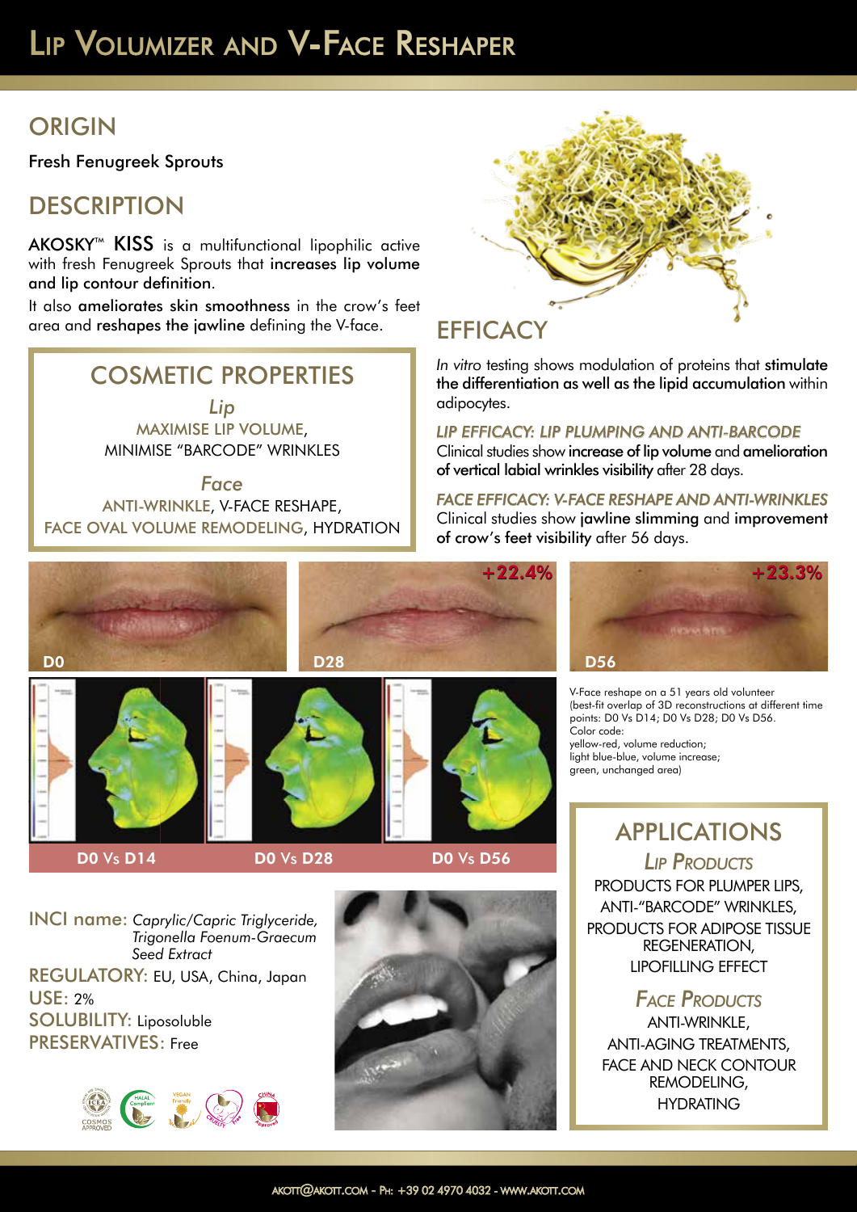# Lip Volumizer and V-Face Reshaper

## ORIGIN

Fresh Fenugreek Sprouts

## DESCRIPTION

**AKOSKY™ KISS** is a multifunctional lipophilic active with fresh Fenugreek Sprouts that **increases lip volume and lip contour definition**.

It also **ameliorates skin smoothness** in the crow's feet area and **reshapes the jawline** defining the V-face.

## COSMETIC PROPERTIES

*Lip*

MAXIMISE LIP VOLUME,
MINIMISE "BARCODE" WRINKLES

*Face*

ANTI-WRINKLE, V-FACE RESHAPE,
FACE OVAL VOLUME REMODELING, HYDRATION

## EFFICACY

*In vitro* testing shows modulation of proteins that **stimulate the differentiation as well as the lipid accumulation** within adipocytes.

*LIP EFFICACY: LIP PLUMPING AND ANTI-BARCODE*
Clinical studies show **increase of lip volume** and **amelioration of vertical labial wrinkles visibility** after 28 days.

*FACE EFFICACY: V-FACE RESHAPE AND ANTI-WRINKLES*
Clinical studies show **jawline slimming** and **improvement of crow's feet visibility** after 56 days.

D0

D28 +22.4%

D56 +23.3%

D0 Vs D14

D0 Vs D28

D0 Vs D56

V-Face reshape on a 51 years old volunteer (best-fit overlap of 3D reconstructions at different time points: D0 Vs D14; D0 Vs D28; D0 Vs D56.
Color code:
yellow-red, volume reduction;
light blue-blue, volume increase;
green, unchanged area)

**INCI name:** *Caprylic/Capric Triglyceride, Trigonella Foenum-Graecum Seed Extract*

**REGULATORY:** EU, USA, China, Japan

**USE:** 2%

**SOLUBILITY:** Liposoluble

**PRESERVATIVES:** Free

## APPLICATIONS

*Lip Products*

PRODUCTS FOR PLUMPER LIPS,
ANTI-"BARCODE" WRINKLES,
PRODUCTS FOR ADIPOSE TISSUE REGENERATION,
LIPOFILLING EFFECT

*Face Products*

ANTI-WRINKLE,
ANTI-AGING TREATMENTS,
FACE AND NECK CONTOUR REMODELING,
HYDRATING

AKOTT@AKOTT.COM - PH: +39 02 4970 4032 - WWW.AKOTT.COM